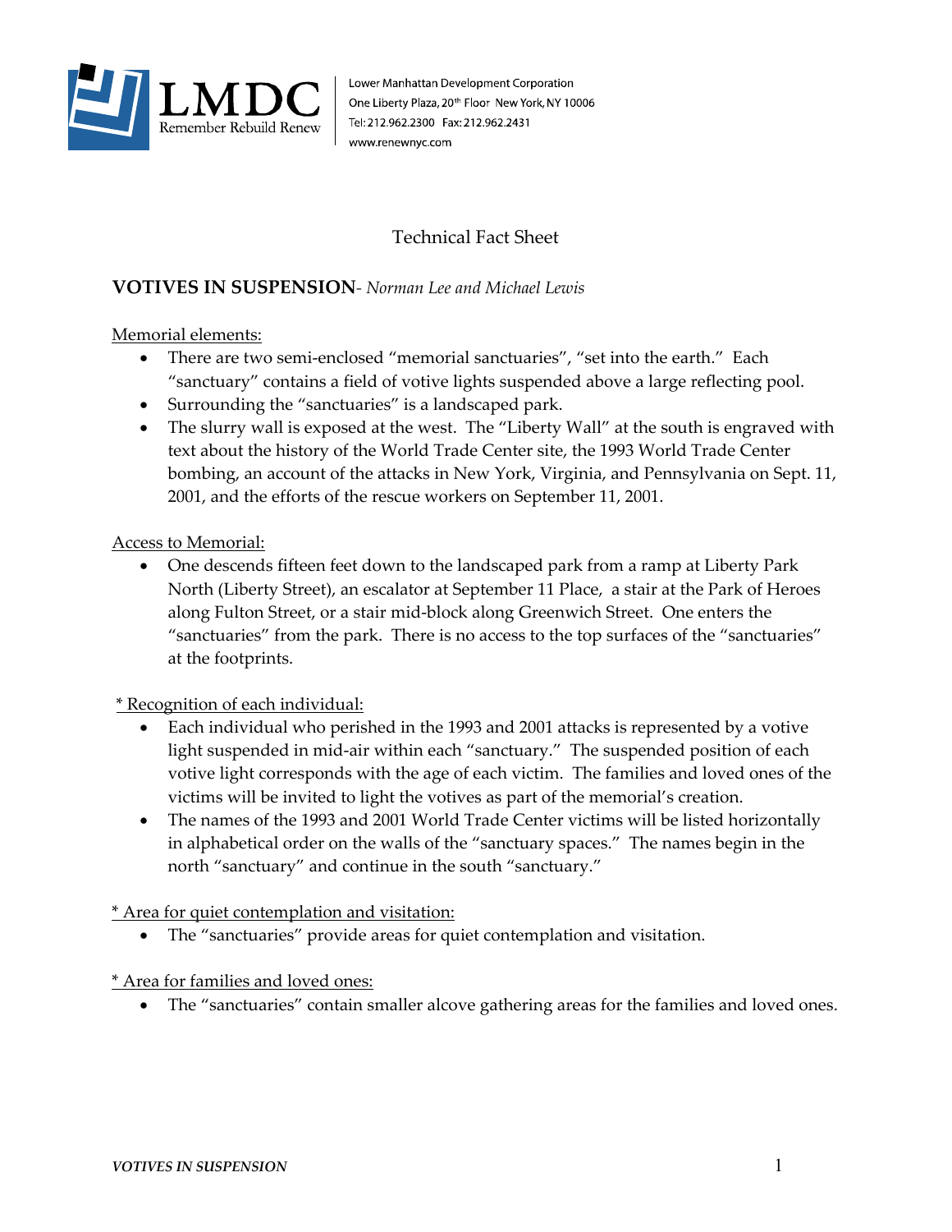Lower Manhattan Development Corporation
One Liberty Plaza, 20th Floor New York, NY 10006
Tel: 212.962.2300 Fax: 212.962.2431
www.renewnyc.com

# Technical Fact Sheet

## VOTIVES IN SUSPENSION- *Norman Lee and Michael Lewis*

Memorial elements:

- There are two semi-enclosed "memorial sanctuaries", "set into the earth." Each "sanctuary" contains a field of votive lights suspended above a large reflecting pool.
- Surrounding the "sanctuaries" is a landscaped park.
- The slurry wall is exposed at the west. The "Liberty Wall" at the south is engraved with text about the history of the World Trade Center site, the 1993 World Trade Center bombing, an account of the attacks in New York, Virginia, and Pennsylvania on Sept. 11, 2001, and the efforts of the rescue workers on September 11, 2001.

Access to Memorial:

- One descends fifteen feet down to the landscaped park from a ramp at Liberty Park North (Liberty Street), an escalator at September 11 Place, a stair at the Park of Heroes along Fulton Street, or a stair mid-block along Greenwich Street. One enters the "sanctuaries" from the park. There is no access to the top surfaces of the "sanctuaries" at the footprints.

\* Recognition of each individual:

- Each individual who perished in the 1993 and 2001 attacks is represented by a votive light suspended in mid-air within each "sanctuary." The suspended position of each votive light corresponds with the age of each victim. The families and loved ones of the victims will be invited to light the votives as part of the memorial's creation.
- The names of the 1993 and 2001 World Trade Center victims will be listed horizontally in alphabetical order on the walls of the "sanctuary spaces." The names begin in the north "sanctuary" and continue in the south "sanctuary."

\* Area for quiet contemplation and visitation:

- The "sanctuaries" provide areas for quiet contemplation and visitation.

\* Area for families and loved ones:

- The "sanctuaries" contain smaller alcove gathering areas for the families and loved ones.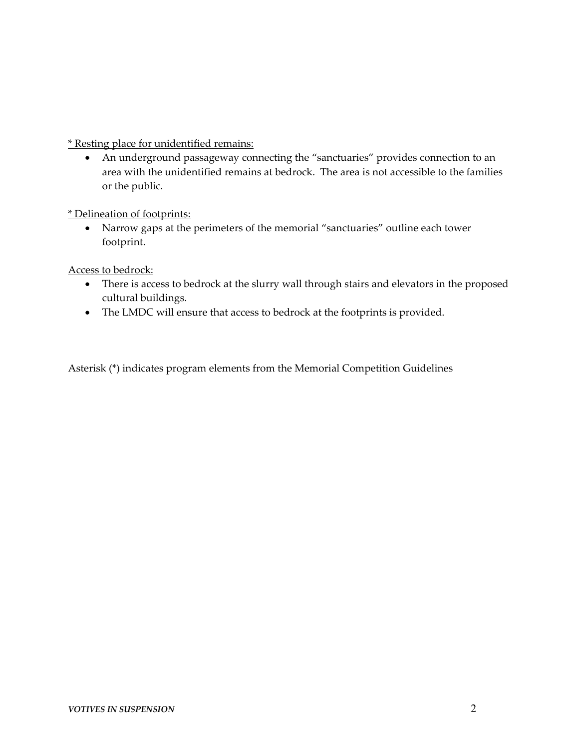<u>* Resting place for unidentified remains:</u>

- An underground passageway connecting the "sanctuaries" provides connection to an area with the unidentified remains at bedrock. The area is not accessible to the families or the public.

<u>* Delineation of footprints:</u>

- Narrow gaps at the perimeters of the memorial "sanctuaries" outline each tower footprint.

<u>Access to bedrock:</u>

- There is access to bedrock at the slurry wall through stairs and elevators in the proposed cultural buildings.
- The LMDC will ensure that access to bedrock at the footprints is provided.

Asterisk (*) indicates program elements from the Memorial Competition Guidelines